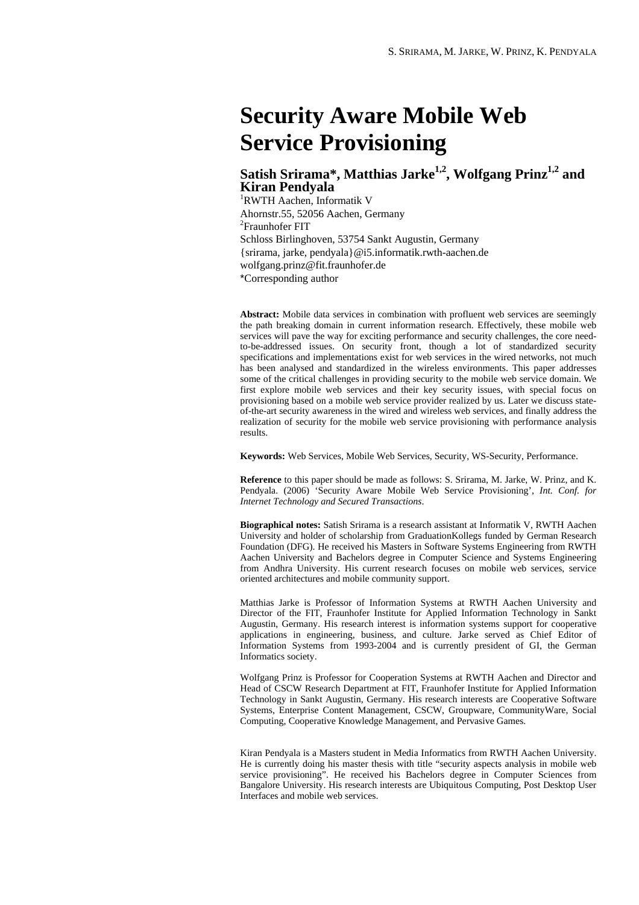# Security Aware Mobile Web Service Provisioning

## Satish Srirama*, Matthias Jarke[1,2], Wolfgang Prinz[1,2] and Kiran Pendyala

[1]RWTH Aachen, Informatik V
Ahornstr.55, 52056 Aachen, Germany
[2]Fraunhofer FIT
Schloss Birlinghoven, 53754 Sankt Augustin, Germany
{srirama, jarke, pendyala}@i5.informatik.rwth-aachen.de
wolfgang.prinz@fit.fraunhofer.de
*Corresponding author

**Abstract:** Mobile data services in combination with profluent web services are seemingly the path breaking domain in current information research. Effectively, these mobile web services will pave the way for exciting performance and security challenges, the core need-to-be-addressed issues. On security front, though a lot of standardized security specifications and implementations exist for web services in the wired networks, not much has been analysed and standardized in the wireless environments. This paper addresses some of the critical challenges in providing security to the mobile web service domain. We first explore mobile web services and their key security issues, with special focus on provisioning based on a mobile web service provider realized by us. Later we discuss state-of-the-art security awareness in the wired and wireless web services, and finally address the realization of security for the mobile web service provisioning with performance analysis results.

**Keywords:** Web Services, Mobile Web Services, Security, WS-Security, Performance.

**Reference** to this paper should be made as follows: S. Srirama, M. Jarke, W. Prinz, and K. Pendyala. (2006) 'Security Aware Mobile Web Service Provisioning', *Int. Conf. for Internet Technology and Secured Transactions*.

**Biographical notes:** Satish Srirama is a research assistant at Informatik V, RWTH Aachen University and holder of scholarship from GraduationKollegs funded by German Research Foundation (DFG). He received his Masters in Software Systems Engineering from RWTH Aachen University and Bachelors degree in Computer Science and Systems Engineering from Andhra University. His current research focuses on mobile web services, service oriented architectures and mobile community support.

Matthias Jarke is Professor of Information Systems at RWTH Aachen University and Director of the FIT, Fraunhofer Institute for Applied Information Technology in Sankt Augustin, Germany. His research interest is information systems support for cooperative applications in engineering, business, and culture. Jarke served as Chief Editor of Information Systems from 1993-2004 and is currently president of GI, the German Informatics society.

Wolfgang Prinz is Professor for Cooperation Systems at RWTH Aachen and Director and Head of CSCW Research Department at FIT, Fraunhofer Institute for Applied Information Technology in Sankt Augustin, Germany. His research interests are Cooperative Software Systems, Enterprise Content Management, CSCW, Groupware, CommunityWare, Social Computing, Cooperative Knowledge Management, and Pervasive Games.

Kiran Pendyala is a Masters student in Media Informatics from RWTH Aachen University. He is currently doing his master thesis with title "security aspects analysis in mobile web service provisioning". He received his Bachelors degree in Computer Sciences from Bangalore University. His research interests are Ubiquitous Computing, Post Desktop User Interfaces and mobile web services.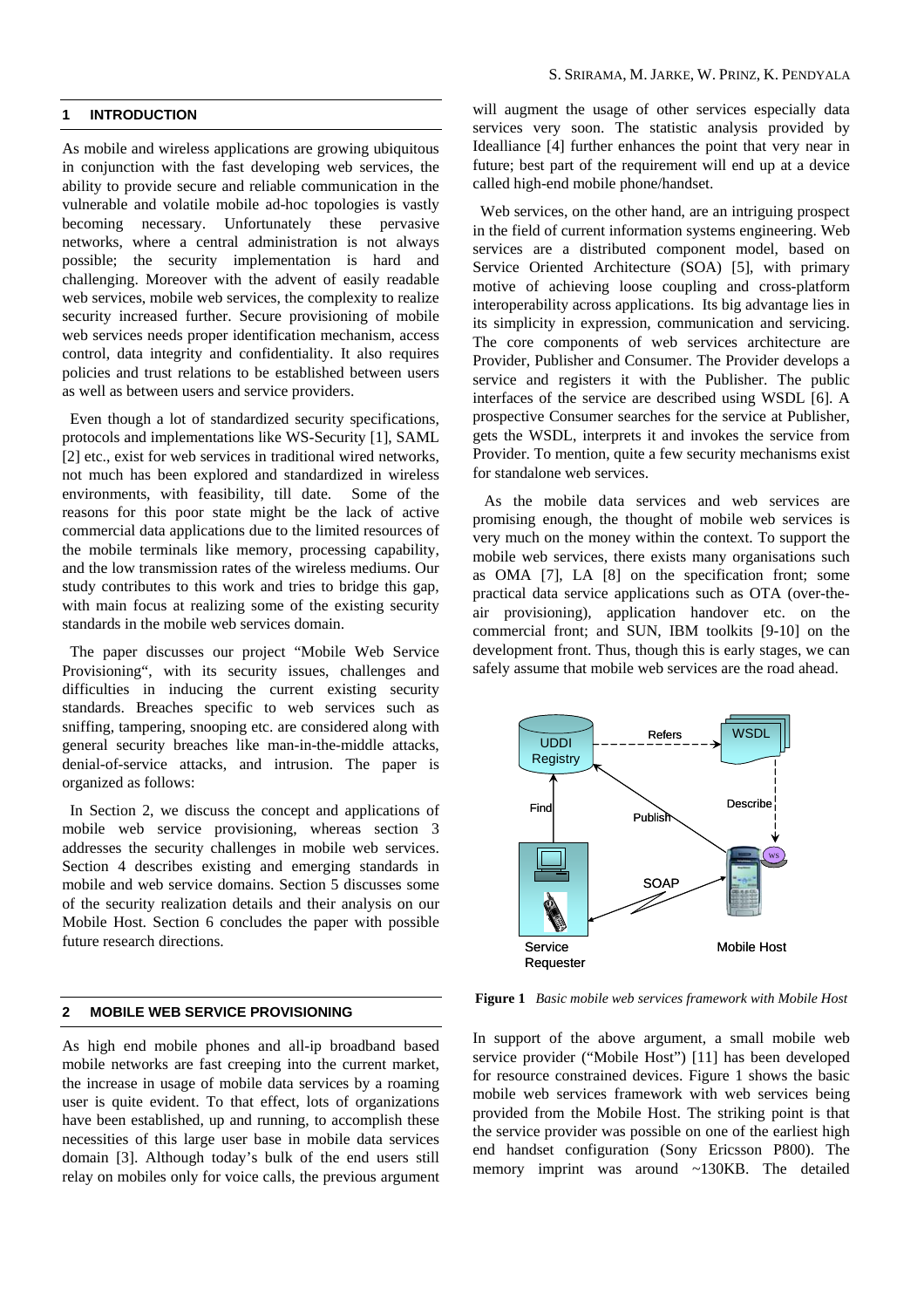## 1 INTRODUCTION

As mobile and wireless applications are growing ubiquitous in conjunction with the fast developing web services, the ability to provide secure and reliable communication in the vulnerable and volatile mobile ad-hoc topologies is vastly becoming necessary. Unfortunately these pervasive networks, where a central administration is not always possible; the security implementation is hard and challenging. Moreover with the advent of easily readable web services, mobile web services, the complexity to realize security increased further. Secure provisioning of mobile web services needs proper identification mechanism, access control, data integrity and confidentiality. It also requires policies and trust relations to be established between users as well as between users and service providers.

Even though a lot of standardized security specifications, protocols and implementations like WS-Security [1], SAML [2] etc., exist for web services in traditional wired networks, not much has been explored and standardized in wireless environments, with feasibility, till date. Some of the reasons for this poor state might be the lack of active commercial data applications due to the limited resources of the mobile terminals like memory, processing capability, and the low transmission rates of the wireless mediums. Our study contributes to this work and tries to bridge this gap, with main focus at realizing some of the existing security standards in the mobile web services domain.

The paper discusses our project "Mobile Web Service Provisioning", with its security issues, challenges and difficulties in inducing the current existing security standards. Breaches specific to web services such as sniffing, tampering, snooping etc. are considered along with general security breaches like man-in-the-middle attacks, denial-of-service attacks, and intrusion. The paper is organized as follows:

In Section 2, we discuss the concept and applications of mobile web service provisioning, whereas section 3 addresses the security challenges in mobile web services. Section 4 describes existing and emerging standards in mobile and web service domains. Section 5 discusses some of the security realization details and their analysis on our Mobile Host. Section 6 concludes the paper with possible future research directions.

## 2 MOBILE WEB SERVICE PROVISIONING

As high end mobile phones and all-ip broadband based mobile networks are fast creeping into the current market, the increase in usage of mobile data services by a roaming user is quite evident. To that effect, lots of organizations have been established, up and running, to accomplish these necessities of this large user base in mobile data services domain [3]. Although today's bulk of the end users still relay on mobiles only for voice calls, the previous argument will augment the usage of other services especially data services very soon. The statistic analysis provided by Idealliance [4] further enhances the point that very near in future; best part of the requirement will end up at a device called high-end mobile phone/handset.

Web services, on the other hand, are an intriguing prospect in the field of current information systems engineering. Web services are a distributed component model, based on Service Oriented Architecture (SOA) [5], with primary motive of achieving loose coupling and cross-platform interoperability across applications. Its big advantage lies in its simplicity in expression, communication and servicing. The core components of web services architecture are Provider, Publisher and Consumer. The Provider develops a service and registers it with the Publisher. The public interfaces of the service are described using WSDL [6]. A prospective Consumer searches for the service at Publisher, gets the WSDL, interprets it and invokes the service from Provider. To mention, quite a few security mechanisms exist for standalone web services.

As the mobile data services and web services are promising enough, the thought of mobile web services is very much on the money within the context. To support the mobile web services, there exists many organisations such as OMA [7], LA [8] on the specification front; some practical data service applications such as OTA (over-the-air provisioning), application handover etc. on the commercial front; and SUN, IBM toolkits [9-10] on the development front. Thus, though this is early stages, we can safely assume that mobile web services are the road ahead.

**Figure 1** *Basic mobile web services framework with Mobile Host*

In support of the above argument, a small mobile web service provider ("Mobile Host") [11] has been developed for resource constrained devices. Figure 1 shows the basic mobile web services framework with web services being provided from the Mobile Host. The striking point is that the service provider was possible on one of the earliest high end handset configuration (Sony Ericsson P800). The memory imprint was around ~130KB. The detailed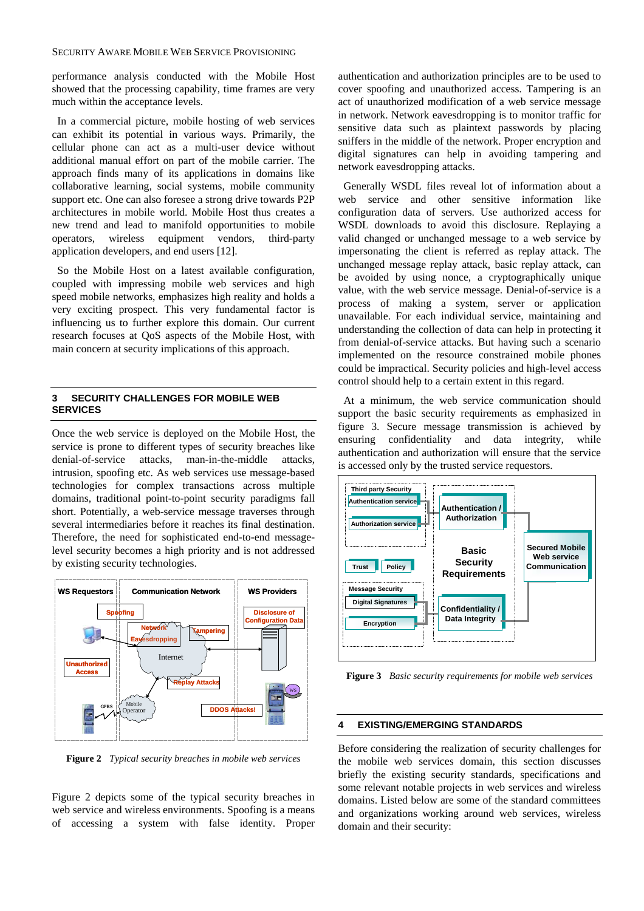performance analysis conducted with the Mobile Host showed that the processing capability, time frames are very much within the acceptance levels.

In a commercial picture, mobile hosting of web services can exhibit its potential in various ways. Primarily, the cellular phone can act as a multi-user device without additional manual effort on part of the mobile carrier. The approach finds many of its applications in domains like collaborative learning, social systems, mobile community support etc. One can also foresee a strong drive towards P2P architectures in mobile world. Mobile Host thus creates a new trend and lead to manifold opportunities to mobile operators, wireless equipment vendors, third-party application developers, and end users [12].

So the Mobile Host on a latest available configuration, coupled with impressing mobile web services and high speed mobile networks, emphasizes high reality and holds a very exciting prospect. This very fundamental factor is influencing us to further explore this domain. Our current research focuses at QoS aspects of the Mobile Host, with main concern at security implications of this approach.

## 3 SECURITY CHALLENGES FOR MOBILE WEB SERVICES

Once the web service is deployed on the Mobile Host, the service is prone to different types of security breaches like denial-of-service attacks, man-in-the-middle attacks, intrusion, spoofing etc. As web services use message-based technologies for complex transactions across multiple domains, traditional point-to-point security paradigms fall short. Potentially, a web-service message traverses through several intermediaries before it reaches its final destination. Therefore, the need for sophisticated end-to-end message-level security becomes a high priority and is not addressed by existing security technologies.

**Figure 2** *Typical security breaches in mobile web services*

Figure 2 depicts some of the typical security breaches in web service and wireless environments. Spoofing is a means of accessing a system with false identity. Proper authentication and authorization principles are to be used to cover spoofing and unauthorized access. Tampering is an act of unauthorized modification of a web service message in network. Network eavesdropping is to monitor traffic for sensitive data such as plaintext passwords by placing sniffers in the middle of the network. Proper encryption and digital signatures can help in avoiding tampering and network eavesdropping attacks.

Generally WSDL files reveal lot of information about a web service and other sensitive information like configuration data of servers. Use authorized access for WSDL downloads to avoid this disclosure. Replaying a valid changed or unchanged message to a web service by impersonating the client is referred as replay attack. The unchanged message replay attack, basic replay attack, can be avoided by using nonce, a cryptographically unique value, with the web service message. Denial-of-service is a process of making a system, server or application unavailable. For each individual service, maintaining and understanding the collection of data can help in protecting it from denial-of-service attacks. But having such a scenario implemented on the resource constrained mobile phones could be impractical. Security policies and high-level access control should help to a certain extent in this regard.

At a minimum, the web service communication should support the basic security requirements as emphasized in figure 3. Secure message transmission is achieved by ensuring confidentiality and data integrity, while authentication and authorization will ensure that the service is accessed only by the trusted service requestors.

**Figure 3** *Basic security requirements for mobile web services*

## 4 EXISTING/EMERGING STANDARDS

Before considering the realization of security challenges for the mobile web services domain, this section discusses briefly the existing security standards, specifications and some relevant notable projects in web services and wireless domains. Listed below are some of the standard committees and organizations working around web services, wireless domain and their security: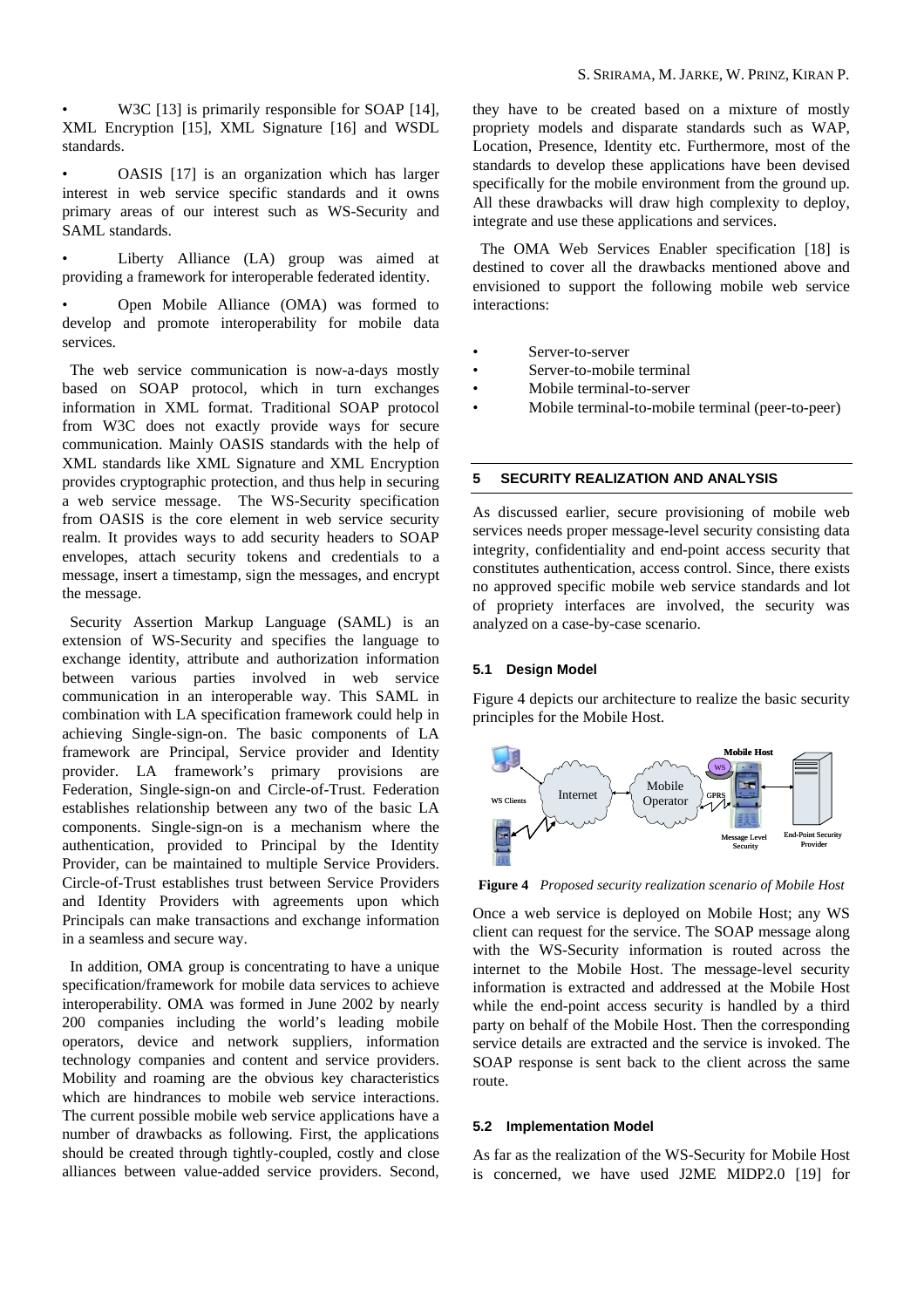- W3C [13] is primarily responsible for SOAP [14], XML Encryption [15], XML Signature [16] and WSDL standards.

- OASIS [17] is an organization which has larger interest in web service specific standards and it owns primary areas of our interest such as WS-Security and SAML standards.

- Liberty Alliance (LA) group was aimed at providing a framework for interoperable federated identity.

- Open Mobile Alliance (OMA) was formed to develop and promote interoperability for mobile data services.

The web service communication is now-a-days mostly based on SOAP protocol, which in turn exchanges information in XML format. Traditional SOAP protocol from W3C does not exactly provide ways for secure communication. Mainly OASIS standards with the help of XML standards like XML Signature and XML Encryption provides cryptographic protection, and thus help in securing a web service message. The WS-Security specification from OASIS is the core element in web service security realm. It provides ways to add security headers to SOAP envelopes, attach security tokens and credentials to a message, insert a timestamp, sign the messages, and encrypt the message.

Security Assertion Markup Language (SAML) is an extension of WS-Security and specifies the language to exchange identity, attribute and authorization information between various parties involved in web service communication in an interoperable way. This SAML in combination with LA specification framework could help in achieving Single-sign-on. The basic components of LA framework are Principal, Service provider and Identity provider. LA framework's primary provisions are Federation, Single-sign-on and Circle-of-Trust. Federation establishes relationship between any two of the basic LA components. Single-sign-on is a mechanism where the authentication, provided to Principal by the Identity Provider, can be maintained to multiple Service Providers. Circle-of-Trust establishes trust between Service Providers and Identity Providers with agreements upon which Principals can make transactions and exchange information in a seamless and secure way.

In addition, OMA group is concentrating to have a unique specification/framework for mobile data services to achieve interoperability. OMA was formed in June 2002 by nearly 200 companies including the world's leading mobile operators, device and network suppliers, information technology companies and content and service providers. Mobility and roaming are the obvious key characteristics which are hindrances to mobile web service interactions. The current possible mobile web service applications have a number of drawbacks as following. First, the applications should be created through tightly-coupled, costly and close alliances between value-added service providers. Second, they have to be created based on a mixture of mostly propriety models and disparate standards such as WAP, Location, Presence, Identity etc. Furthermore, most of the standards to develop these applications have been devised specifically for the mobile environment from the ground up. All these drawbacks will draw high complexity to deploy, integrate and use these applications and services.

The OMA Web Services Enabler specification [18] is destined to cover all the drawbacks mentioned above and envisioned to support the following mobile web service interactions:

- Server-to-server
- Server-to-mobile terminal
- Mobile terminal-to-server
- Mobile terminal-to-mobile terminal (peer-to-peer)

## 5 SECURITY REALIZATION AND ANALYSIS

As discussed earlier, secure provisioning of mobile web services needs proper message-level security consisting data integrity, confidentiality and end-point access security that constitutes authentication, access control. Since, there exists no approved specific mobile web service standards and lot of propriety interfaces are involved, the security was analyzed on a case-by-case scenario.

### 5.1 Design Model

Figure 4 depicts our architecture to realize the basic security principles for the Mobile Host.

**Figure 4** *Proposed security realization scenario of Mobile Host*

Once a web service is deployed on Mobile Host; any WS client can request for the service. The SOAP message along with the WS-Security information is routed across the internet to the Mobile Host. The message-level security information is extracted and addressed at the Mobile Host while the end-point access security is handled by a third party on behalf of the Mobile Host. Then the corresponding service details are extracted and the service is invoked. The SOAP response is sent back to the client across the same route.

### 5.2 Implementation Model

As far as the realization of the WS-Security for Mobile Host is concerned, we have used J2ME MIDP2.0 [19] for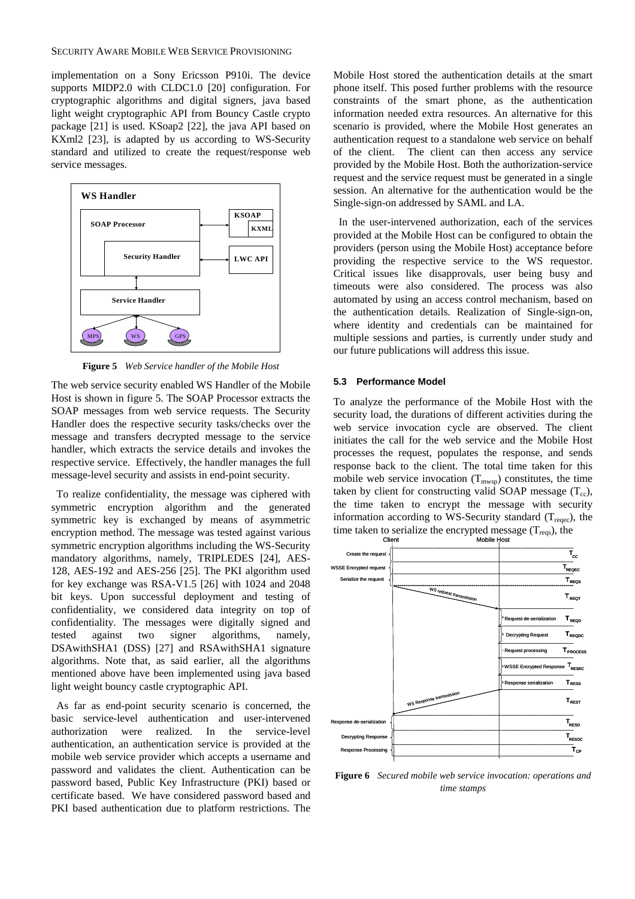implementation on a Sony Ericsson P910i. The device supports MIDP2.0 with CLDC1.0 [20] configuration. For cryptographic algorithms and digital signers, java based light weight cryptographic API from Bouncy Castle crypto package [21] is used. KSoap2 [22], the java API based on KXml2 [23], is adapted by us according to WS-Security standard and utilized to create the request/response web service messages.

**Figure 5** *Web Service handler of the Mobile Host*

The web service security enabled WS Handler of the Mobile Host is shown in figure 5. The SOAP Processor extracts the SOAP messages from web service requests. The Security Handler does the respective security tasks/checks over the message and transfers decrypted message to the service handler, which extracts the service details and invokes the respective service. Effectively, the handler manages the full message-level security and assists in end-point security.

To realize confidentiality, the message was ciphered with symmetric encryption algorithm and the generated symmetric key is exchanged by means of asymmetric encryption method. The message was tested against various symmetric encryption algorithms including the WS-Security mandatory algorithms, namely, TRIPLEDES [24], AES-128, AES-192 and AES-256 [25]. The PKI algorithm used for key exchange was RSA-V1.5 [26] with 1024 and 2048 bit keys. Upon successful deployment and testing of confidentiality, we considered data integrity on top of confidentiality. The messages were digitally signed and tested against two signer algorithms, namely, DSAwithSHA1 (DSS) [27] and RSAwithSHA1 signature algorithms. Note that, as said earlier, all the algorithms mentioned above have been implemented using java based light weight bouncy castle cryptographic API.

As far as end-point security scenario is concerned, the basic service-level authentication and user-intervened authorization were realized. In the service-level authentication, an authentication service is provided at the mobile web service provider which accepts a username and password and validates the client. Authentication can be password based, Public Key Infrastructure (PKI) based or certificate based. We have considered password based and PKI based authentication due to platform restrictions. The Mobile Host stored the authentication details at the smart phone itself. This posed further problems with the resource constraints of the smart phone, as the authentication information needed extra resources. An alternative for this scenario is provided, where the Mobile Host generates an authentication request to a standalone web service on behalf of the client. The client can then access any service provided by the Mobile Host. Both the authorization-service request and the service request must be generated in a single session. An alternative for the authentication would be the Single-sign-on addressed by SAML and LA.

In the user-intervened authorization, each of the services provided at the Mobile Host can be configured to obtain the providers (person using the Mobile Host) acceptance before providing the respective service to the WS requestor. Critical issues like disapprovals, user being busy and timeouts were also considered. The process was also automated by using an access control mechanism, based on the authentication details. Realization of Single-sign-on, where identity and credentials can be maintained for multiple sessions and parties, is currently under study and our future publications will address this issue.

### 5.3 Performance Model

To analyze the performance of the Mobile Host with the security load, the durations of different activities during the web service invocation cycle are observed. The client initiates the call for the web service and the Mobile Host processes the request, populates the response, and sends response back to the client. The total time taken for this mobile web service invocation ($T_{mwsp}$) constitutes, the time taken by client for constructing valid SOAP message ($T_{cc}$), the time taken to encrypt the message with security information according to WS-Security standard ($T_{reqec}$), the time taken to serialize the encrypted message ($T_{reqs}$), the

**Figure 6** *Secured mobile web service invocation: operations and time stamps*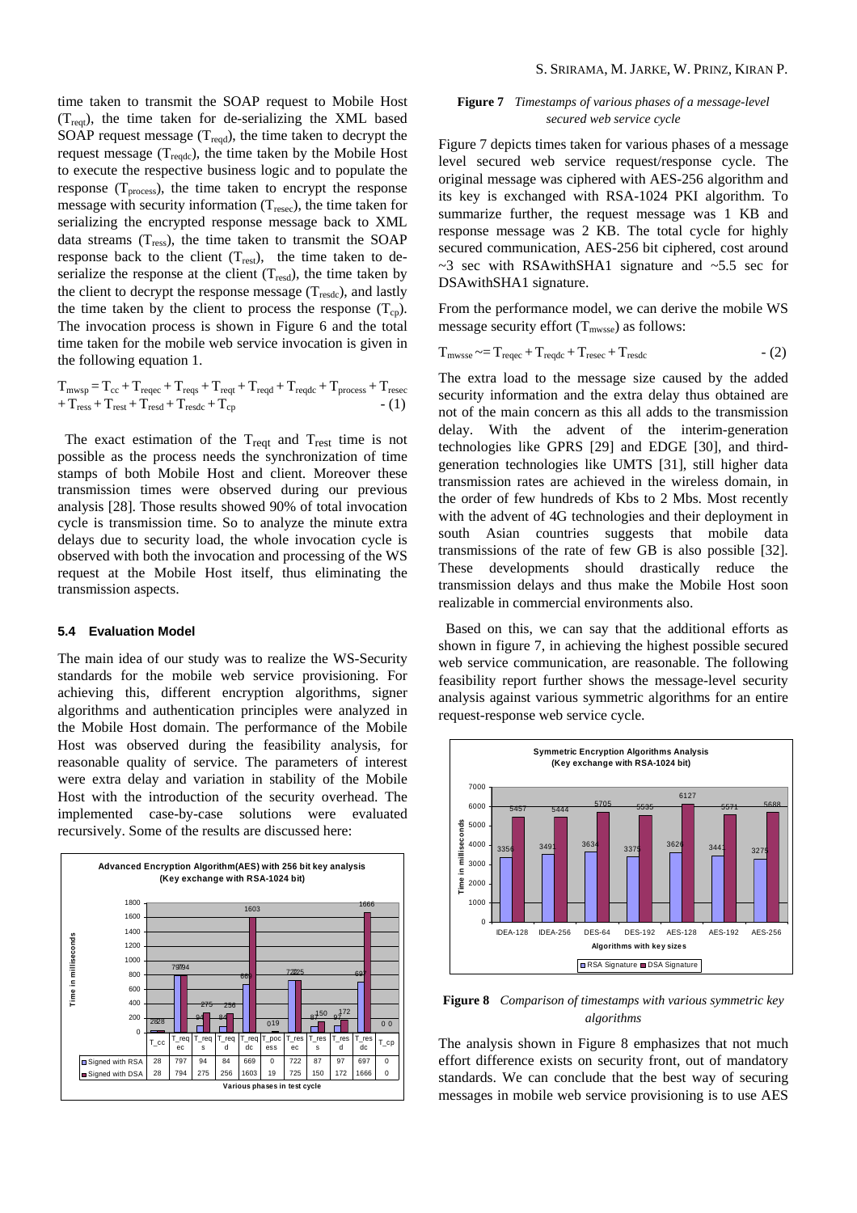time taken to transmit the SOAP request to Mobile Host ($T_{reqt}$), the time taken for de-serializing the XML based SOAP request message ($T_{reqd}$), the time taken to decrypt the request message ($T_{reqdc}$), the time taken by the Mobile Host to execute the respective business logic and to populate the response ($T_{process}$), the time taken to encrypt the response message with security information ($T_{resec}$), the time taken for serializing the encrypted response message back to XML data streams ($T_{ress}$), the time taken to transmit the SOAP response back to the client ($T_{rest}$), the time taken to de-serialize the response at the client ($T_{resd}$), the time taken by the client to decrypt the response message ($T_{resdc}$), and lastly the time taken by the client to process the response ($T_{cp}$). The invocation process is shown in Figure 6 and the total time taken for the mobile web service invocation is given in the following equation 1.

$$T_{mwsp} = T_{cc} + T_{reqec} + T_{reqs} + T_{reqt} + T_{reqd} + T_{reqdc} + T_{process} + T_{resec} + T_{ress} + T_{rest} + T_{resd} + T_{resdc} + T_{cp} \quad - (1)$$

The exact estimation of the $T_{reqt}$ and $T_{rest}$ time is not possible as the process needs the synchronization of time stamps of both Mobile Host and client. Moreover these transmission times were observed during our previous analysis [28]. Those results showed 90% of total invocation cycle is transmission time. So to analyze the minute extra delays due to security load, the whole invocation cycle is observed with both the invocation and processing of the WS request at the Mobile Host itself, thus eliminating the transmission aspects.

### 5.4 Evaluation Model

The main idea of our study was to realize the WS-Security standards for the mobile web service provisioning. For achieving this, different encryption algorithms, signer algorithms and authentication principles were analyzed in the Mobile Host domain. The performance of the Mobile Host was observed during the feasibility analysis, for reasonable quality of service. The parameters of interest were extra delay and variation in stability of the Mobile Host with the introduction of the security overhead. The implemented case-by-case solutions were evaluated recursively. Some of the results are discussed here:

**Advanced Encryption Algorithm(AES) with 256 bit key analysis (Key exchange with RSA-1024 bit)**

| | T_cc | T_reqec | T_reqs | T_reqd | T_reqdc | T_process | T_resec | T_ress | T_resd | T_resdc | T_cp |
|---|---|---|---|---|---|---|---|---|---|---|---|
| Signed with RSA | 28 | 797 | 94 | 84 | 669 | 0 | 722 | 87 | 97 | 697 | 0 |
| Signed with DSA | 28 | 794 | 275 | 256 | 1603 | 19 | 725 | 150 | 172 | 1666 | 0 |

**Figure 7** *Timestamps of various phases of a message-level secured web service cycle*

Figure 7 depicts times taken for various phases of a message level secured web service request/response cycle. The original message was ciphered with AES-256 algorithm and its key is exchanged with RSA-1024 PKI algorithm. To summarize further, the request message was 1 KB and response message was 2 KB. The total cycle for highly secured communication, AES-256 bit ciphered, cost around ~3 sec with RSAwithSHA1 signature and ~5.5 sec for DSAwithSHA1 signature.

From the performance model, we can derive the mobile WS message security effort ($T_{mwsse}$) as follows:

$$T_{mwsse} \sim= T_{reqec} + T_{reqdc} + T_{resec} + T_{resdc} \quad - (2)$$

The extra load to the message size caused by the added security information and the extra delay thus obtained are not of the main concern as this all adds to the transmission delay. With the advent of the interim-generation technologies like GPRS [29] and EDGE [30], and third-generation technologies like UMTS [31], still higher data transmission rates are achieved in the wireless domain, in the order of few hundreds of Kbs to 2 Mbs. Most recently with the advent of 4G technologies and their deployment in south Asian countries suggests that mobile data transmissions of the rate of few GB is also possible [32]. These developments should drastically reduce the transmission delays and thus make the Mobile Host soon realizable in commercial environments also.

Based on this, we can say that the additional efforts as shown in figure 7, in achieving the highest possible secured web service communication, are reasonable. The following feasibility report further shows the message-level security analysis against various symmetric algorithms for an entire request-response web service cycle.

**Symmetric Encryption Algorithms Analysis (Key exchange with RSA-1024 bit)**

| Algorithms with key sizes | RSA Signature | DSA Signature |
|---|---|---|
| IDEA-128 | 3356 | 5457 |
| IDEA-256 | 3491 | 5444 |
| DES-64 | 3634 | 5705 |
| DES-192 | 3375 | 5535 |
| AES-128 | 3626 | 6127 |
| AES-192 | 3441 | 5571 |
| AES-256 | 3275 | 5688 |

**Figure 8** *Comparison of timestamps with various symmetric key algorithms*

The analysis shown in Figure 8 emphasizes that not much effort difference exists on security front, out of mandatory standards. We can conclude that the best way of securing messages in mobile web service provisioning is to use AES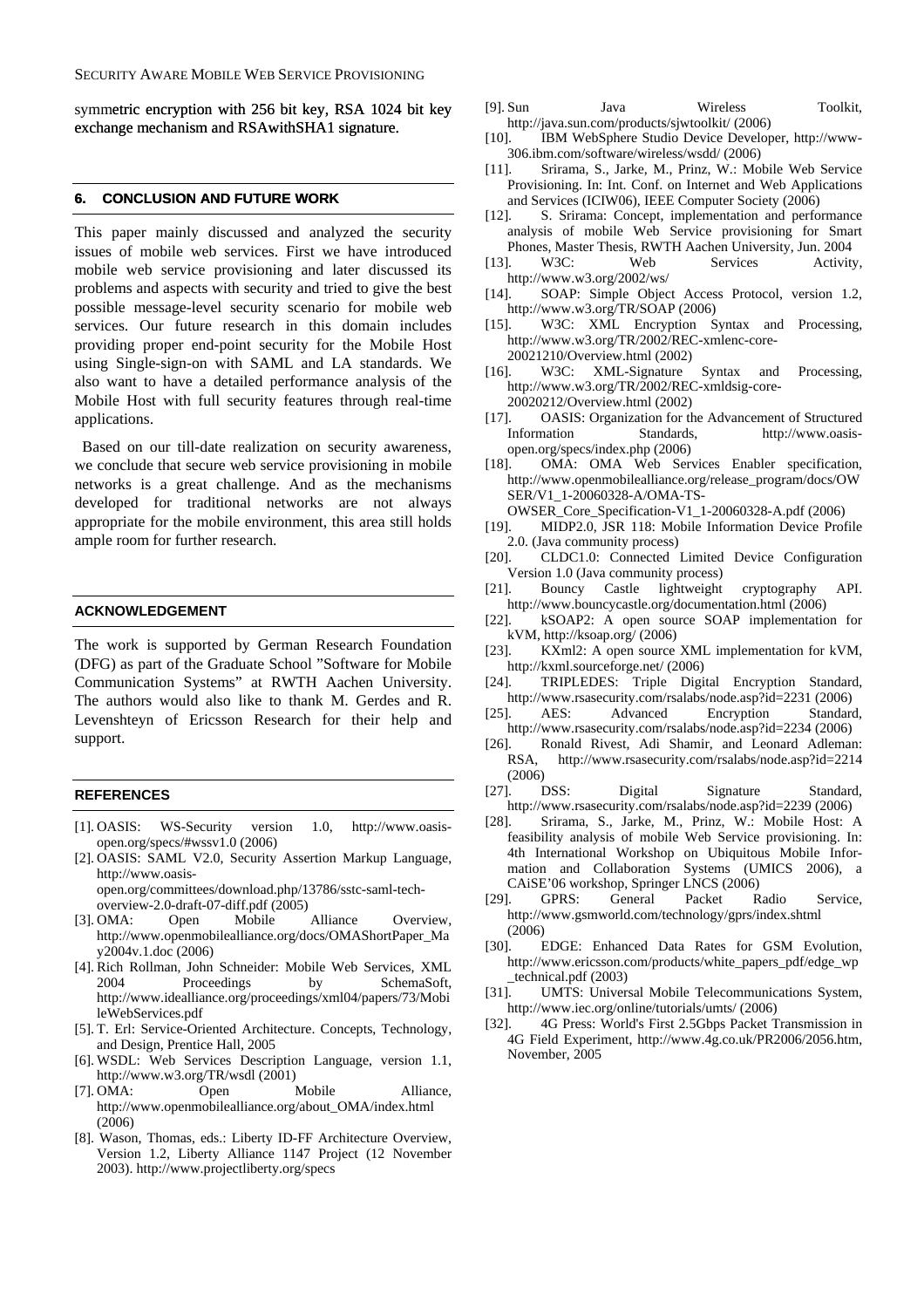symmetric encryption with 256 bit key, RSA 1024 bit key exchange mechanism and RSAwithSHA1 signature.

## 6. CONCLUSION AND FUTURE WORK

This paper mainly discussed and analyzed the security issues of mobile web services. First we have introduced mobile web service provisioning and later discussed its problems and aspects with security and tried to give the best possible message-level security scenario for mobile web services. Our future research in this domain includes providing proper end-point security for the Mobile Host using Single-sign-on with SAML and LA standards. We also want to have a detailed performance analysis of the Mobile Host with full security features through real-time applications.

Based on our till-date realization on security awareness, we conclude that secure web service provisioning in mobile networks is a great challenge. And as the mechanisms developed for traditional networks are not always appropriate for the mobile environment, this area still holds ample room for further research.

## ACKNOWLEDGEMENT

The work is supported by German Research Foundation (DFG) as part of the Graduate School "Software for Mobile Communication Systems" at RWTH Aachen University. The authors would also like to thank M. Gerdes and R. Levenshteyn of Ericsson Research for their help and support.

## REFERENCES

[1]. OASIS: WS-Security version 1.0, http://www.oasis-open.org/specs/#wssv1.0 (2006)

[2]. OASIS: SAML V2.0, Security Assertion Markup Language, http://www.oasis-open.org/committees/download.php/13786/sstc-saml-tech-overview-2.0-draft-07-diff.pdf (2005)

[3]. OMA: Open Mobile Alliance Overview, http://www.openmobilealliance.org/docs/OMAShortPaper_May2004v.1.doc (2006)

[4]. Rich Rollman, John Schneider: Mobile Web Services, XML 2004 Proceedings by SchemaSoft, http://www.idealliance.org/proceedings/xml04/papers/73/MobileWebServices.pdf

[5]. T. Erl: Service-Oriented Architecture. Concepts, Technology, and Design, Prentice Hall, 2005

[6]. WSDL: Web Services Description Language, version 1.1, http://www.w3.org/TR/wsdl (2001)

[7]. OMA: Open Mobile Alliance, http://www.openmobilealliance.org/about_OMA/index.html (2006)

[8]. Wason, Thomas, eds.: Liberty ID-FF Architecture Overview, Version 1.2, Liberty Alliance 1147 Project (12 November 2003). http://www.projectliberty.org/specs

[9]. Sun Java Wireless Toolkit, http://java.sun.com/products/sjwtoolkit/ (2006)

[10]. IBM WebSphere Studio Device Developer, http://www-306.ibm.com/software/wireless/wsdd/ (2006)

[11]. Srirama, S., Jarke, M., Prinz, W.: Mobile Web Service Provisioning. In: Int. Conf. on Internet and Web Applications and Services (ICIW06), IEEE Computer Society (2006)

[12]. S. Srirama: Concept, implementation and performance analysis of mobile Web Service provisioning for Smart Phones, Master Thesis, RWTH Aachen University, Jun. 2004

[13]. W3C: Web Services Activity, http://www.w3.org/2002/ws/

[14]. SOAP: Simple Object Access Protocol, version 1.2, http://www.w3.org/TR/SOAP (2006)

[15]. W3C: XML Encryption Syntax and Processing, http://www.w3.org/TR/2002/REC-xmlenc-core-20021210/Overview.html (2002)

[16]. W3C: XML-Signature Syntax and Processing, http://www.w3.org/TR/2002/REC-xmldsig-core-20020212/Overview.html (2002)

[17]. OASIS: Organization for the Advancement of Structured Information Standards, http://www.oasis-open.org/specs/index.php (2006)

[18]. OMA: OMA Web Services Enabler specification, http://www.openmobilealliance.org/release_program/docs/OWSER/V1_1-20060328-A/OMA-TS-OWSER_Core_Specification-V1_1-20060328-A.pdf (2006)

[19]. MIDP2.0, JSR 118: Mobile Information Device Profile 2.0. (Java community process)

[20]. CLDC1.0: Connected Limited Device Configuration Version 1.0 (Java community process)

[21]. Bouncy Castle lightweight cryptography API. http://www.bouncycastle.org/documentation.html (2006)

[22]. kSOAP2: A open source SOAP implementation for kVM, http://ksoap.org/ (2006)

[23]. KXml2: A open source XML implementation for kVM, http://kxml.sourceforge.net/ (2006)

[24]. TRIPLEDES: Triple Digital Encryption Standard, http://www.rsasecurity.com/rsalabs/node.asp?id=2231 (2006)

[25]. AES: Advanced Encryption Standard, http://www.rsasecurity.com/rsalabs/node.asp?id=2234 (2006)

[26]. Ronald Rivest, Adi Shamir, and Leonard Adleman: RSA, http://www.rsasecurity.com/rsalabs/node.asp?id=2214 (2006)

[27]. DSS: Digital Signature Standard, http://www.rsasecurity.com/rsalabs/node.asp?id=2239 (2006)

[28]. Srirama, S., Jarke, M., Prinz, W.: Mobile Host: A feasibility analysis of mobile Web Service provisioning. In: 4th International Workshop on Ubiquitous Mobile Information and Collaboration Systems (UMICS 2006), a CAiSE'06 workshop, Springer LNCS (2006)

[29]. GPRS: General Packet Radio Service, http://www.gsmworld.com/technology/gprs/index.shtml (2006)

[30]. EDGE: Enhanced Data Rates for GSM Evolution, http://www.ericsson.com/products/white_papers_pdf/edge_wp_technical.pdf (2003)

[31]. UMTS: Universal Mobile Telecommunications System, http://www.iec.org/online/tutorials/umts/ (2006)

[32]. 4G Press: World's First 2.5Gbps Packet Transmission in 4G Field Experiment, http://www.4g.co.uk/PR2006/2056.htm, November, 2005